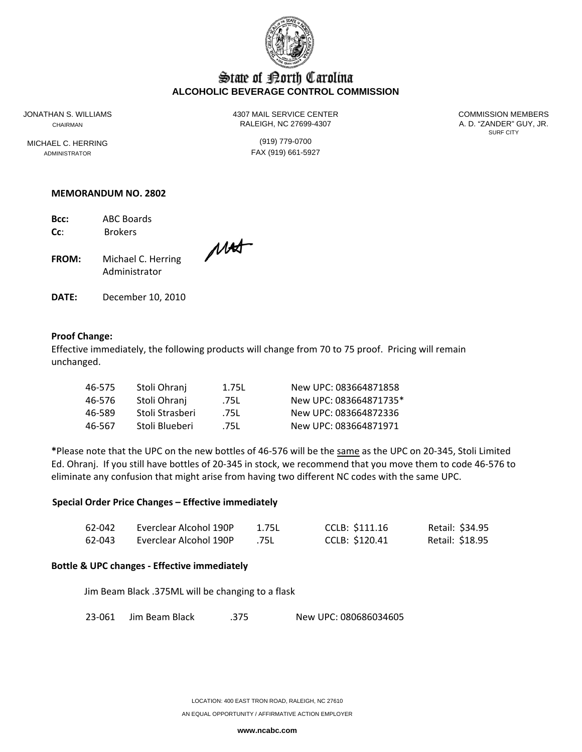# State of North Carolina
## ALCOHOLIC BEVERAGE CONTROL COMMISSION

JONATHAN S. WILLIAMS
CHAIRMAN

MICHAEL C. HERRING
ADMINISTRATOR

4307 MAIL SERVICE CENTER
RALEIGH, NC 27699-4307

(919) 779-0700
FAX (919) 661-5927

COMMISSION MEMBERS
A. D. "ZANDER" GUY, JR.
SURF CITY

**MEMORANDUM NO. 2802**

**Bcc:** ABC Boards
**Cc**: Brokers

**FROM:** Michael C. Herring
Administrator

**DATE:** December 10, 2010

**Proof Change:**
Effective immediately, the following products will change from 70 to 75 proof. Pricing will remain unchanged.

| | | | |
|---|---|---|---|
| 46-575 | Stoli Ohranj | 1.75L | New UPC: 083664871858 |
| 46-576 | Stoli Ohranj | .75L | New UPC: 083664871735* |
| 46-589 | Stoli Strasberi | .75L | New UPC: 083664872336 |
| 46-567 | Stoli Blueberi | .75L | New UPC: 083664871971 |

***Please note that the UPC on the new bottles of 46-576 will be the same as the UPC on 20-345, Stoli Limited Ed. Ohranj. If you still have bottles of 20-345 in stock, we recommend that you move them to code 46-576 to eliminate any confusion that might arise from having two different NC codes with the same UPC.**

**Special Order Price Changes – Effective immediately**

| | | | | |
|---|---|---|---|---|
| 62-042 | Everclear Alcohol 190P | 1.75L | CCLB: $111.16 | Retail: $34.95 |
| 62-043 | Everclear Alcohol 190P | .75L | CCLB: $120.41 | Retail: $18.95 |

**Bottle & UPC changes - Effective immediately**

Jim Beam Black .375ML will be changing to a flask

| | | | |
|---|---|---|---|
| 23-061 | Jim Beam Black | .375 | New UPC: 080686034605 |

LOCATION: 400 EAST TRON ROAD, RALEIGH, NC 27610
AN EQUAL OPPORTUNITY / AFFIRMATIVE ACTION EMPLOYER
**www.ncabc.com**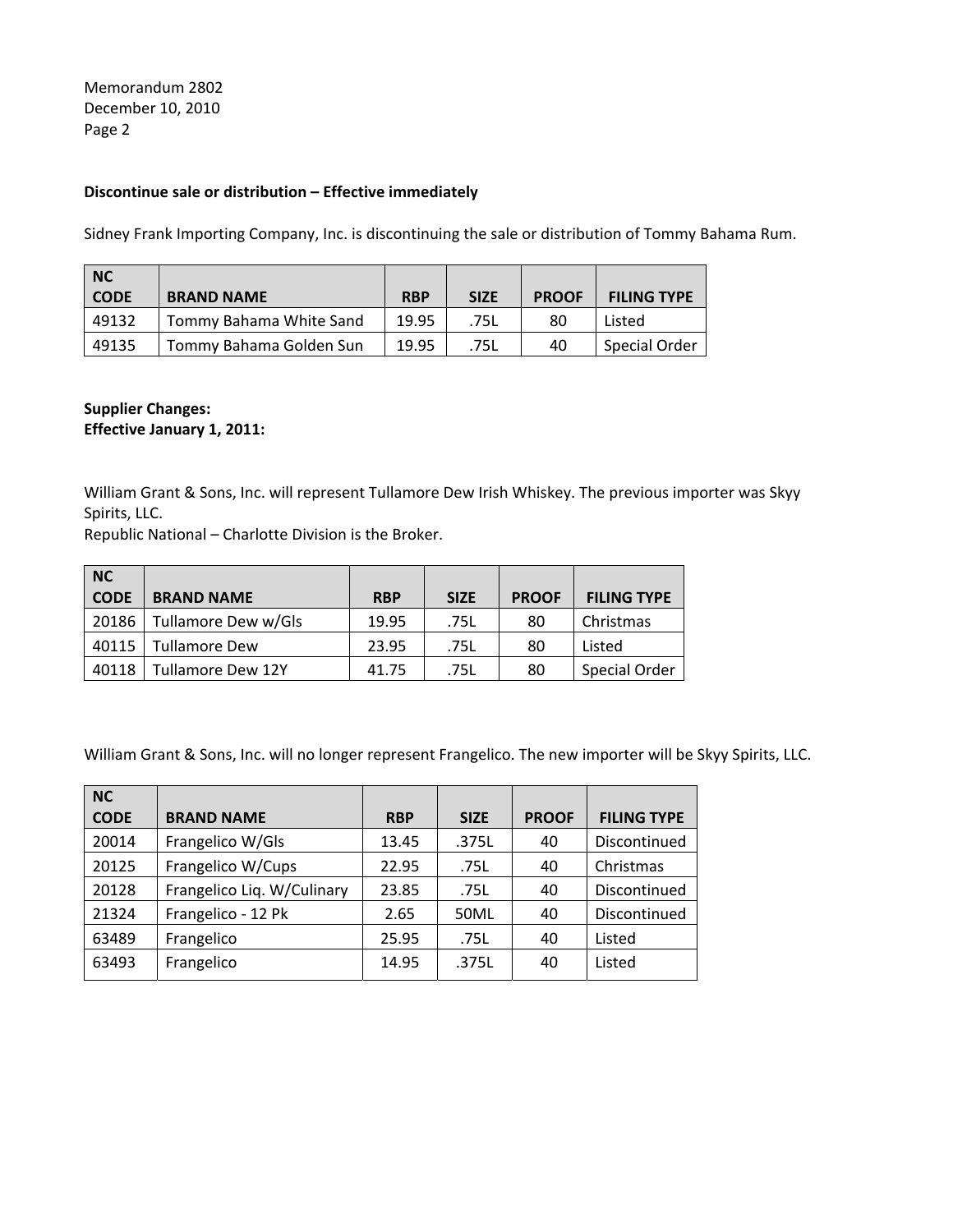**Discontinue sale or distribution – Effective immediately**

Sidney Frank Importing Company, Inc. is discontinuing the sale or distribution of Tommy Bahama Rum.

| NC CODE | BRAND NAME | RBP | SIZE | PROOF | FILING TYPE |
|---|---|---|---|---|---|
| 49132 | Tommy Bahama White Sand | 19.95 | .75L | 80 | Listed |
| 49135 | Tommy Bahama Golden Sun | 19.95 | .75L | 40 | Special Order |

**Supplier Changes:**
**Effective January 1, 2011:**

William Grant & Sons, Inc. will represent Tullamore Dew Irish Whiskey. The previous importer was Skyy Spirits, LLC.
Republic National – Charlotte Division is the Broker.

| NC CODE | BRAND NAME | RBP | SIZE | PROOF | FILING TYPE |
|---|---|---|---|---|---|
| 20186 | Tullamore Dew w/Gls | 19.95 | .75L | 80 | Christmas |
| 40115 | Tullamore Dew | 23.95 | .75L | 80 | Listed |
| 40118 | Tullamore Dew 12Y | 41.75 | .75L | 80 | Special Order |

William Grant & Sons, Inc. will no longer represent Frangelico. The new importer will be Skyy Spirits, LLC.

| NC CODE | BRAND NAME | RBP | SIZE | PROOF | FILING TYPE |
|---|---|---|---|---|---|
| 20014 | Frangelico W/Gls | 13.45 | .375L | 40 | Discontinued |
| 20125 | Frangelico W/Cups | 22.95 | .75L | 40 | Christmas |
| 20128 | Frangelico Liq. W/Culinary | 23.85 | .75L | 40 | Discontinued |
| 21324 | Frangelico - 12 Pk | 2.65 | 50ML | 40 | Discontinued |
| 63489 | Frangelico | 25.95 | .75L | 40 | Listed |
| 63493 | Frangelico | 14.95 | .375L | 40 | Listed |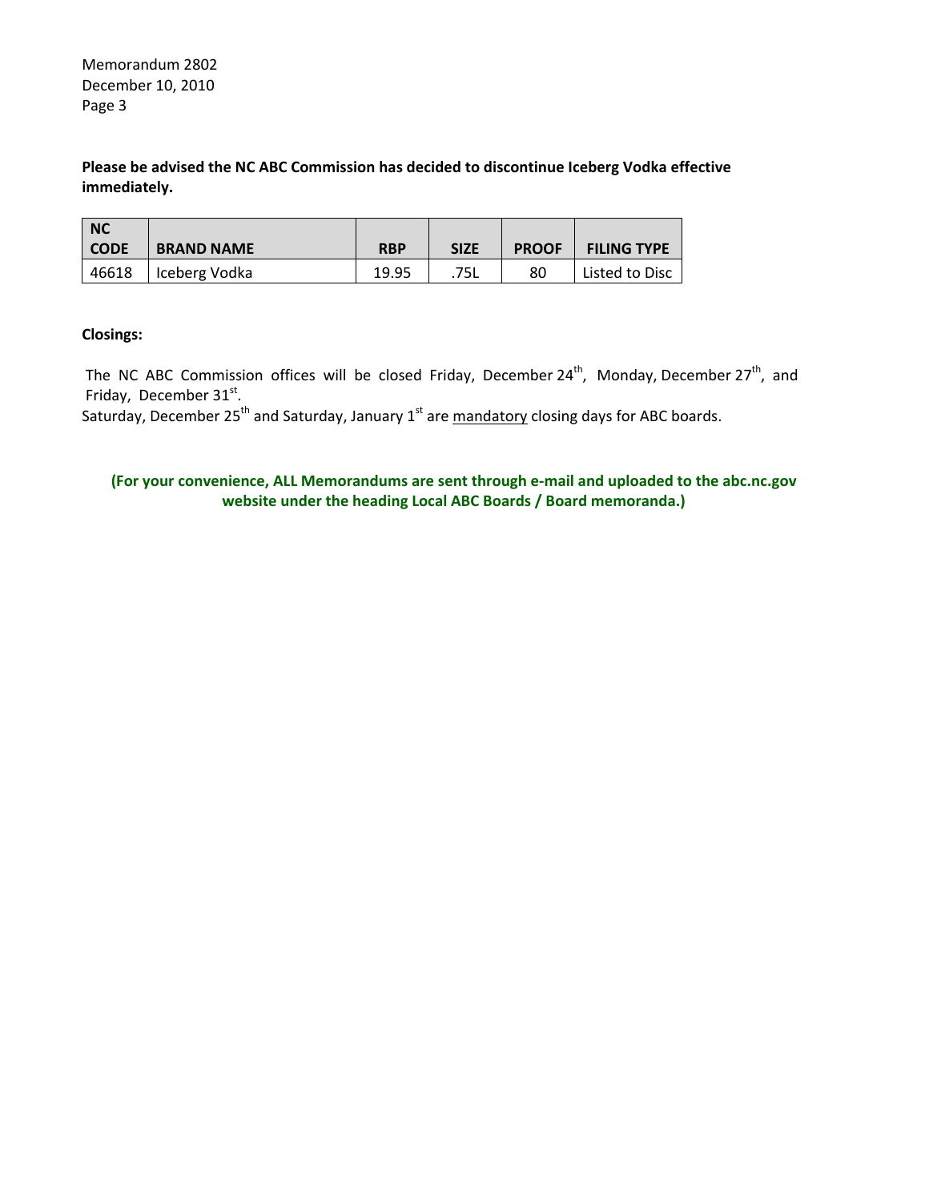**Please be advised the NC ABC Commission has decided to discontinue Iceberg Vodka effective immediately.**

| NC CODE | BRAND NAME | RBP | SIZE | PROOF | FILING TYPE |
|---|---|---|---|---|---|
| 46618 | Iceberg Vodka | 19.95 | .75L | 80 | Listed to Disc |

**Closings:**

The NC ABC Commission offices will be closed Friday, December 24th, Monday, December 27th, and Friday, December 31st.
Saturday, December 25th and Saturday, January 1st are mandatory closing days for ABC boards.

**(For your convenience, ALL Memorandums are sent through e-mail and uploaded to the abc.nc.gov website under the heading Local ABC Boards / Board memoranda.)**